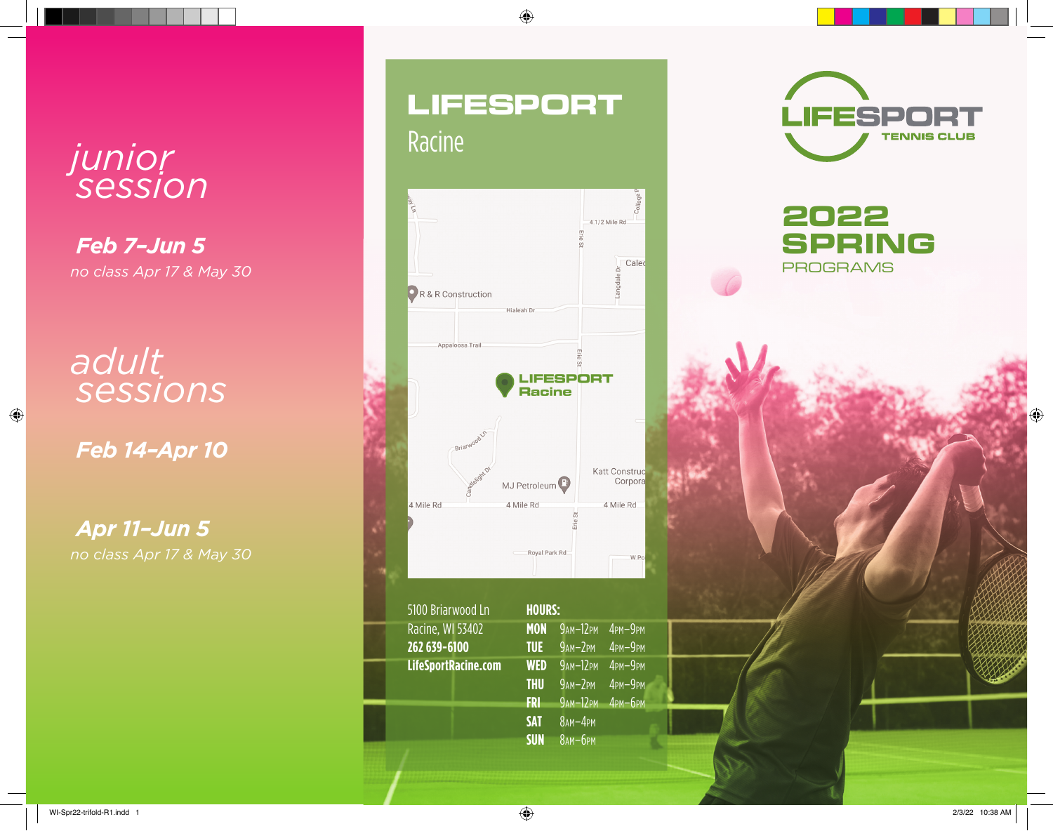## junior session

**Feb 7–Jun 5**

*no class Apr 17 & May 30*

## adult sessions

**Feb 14–Apr 10**

**Apr 11–Jun 5**

*no class Apr 17 & May 30*

# LIFESPORT

## Racine

5100 Briarwood Ln
Racine, WI 53402
**262 639-6100**
**LifeSportRacine.com**

**HOURS:**

| | | |
|---|---|---|
| **MON** | 9AM–12PM | 4PM–9PM |
| **TUE** | 9AM–2PM | 4PM–9PM |
| **WED** | 9AM–12PM | 4PM–9PM |
| **THU** | 9AM–2PM | 4PM–9PM |
| **FRI** | 9AM–12PM | 4PM–6PM |
| **SAT** | 8AM–4PM | |
| **SUN** | 8AM–6PM | |

# LIFESPORT TENNIS CLUB

# 2022 SPRING

PROGRAMS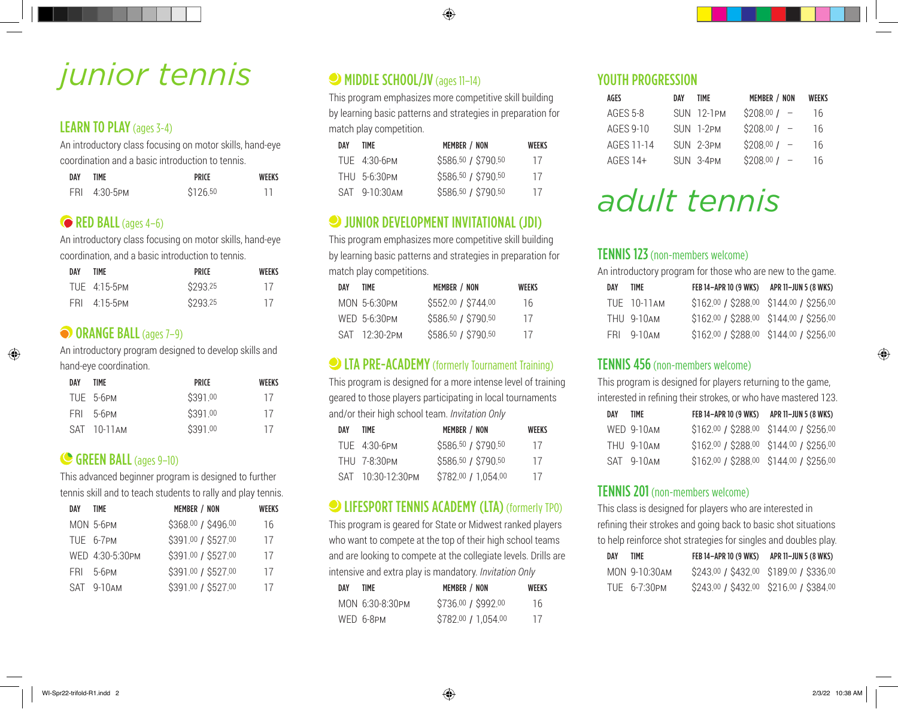# junior tennis

## LEARN TO PLAY (ages 3-4)

An introductory class focusing on motor skills, hand-eye coordination and a basic introduction to tennis.

| DAY | TIME | PRICE | WEEKS |
|---|---|---|---|
| FRI | 4:30-5PM | $126.50 | 11 |

## RED BALL (ages 4–6)

An introductory class focusing on motor skills, hand-eye coordination, and a basic introduction to tennis.

| DAY | TIME | PRICE | WEEKS |
|---|---|---|---|
| TUE | 4:15-5PM | $293.25 | 17 |
| FRI | 4:15-5PM | $293.25 | 17 |

## ORANGE BALL (ages 7–9)

An introductory program designed to develop skills and hand-eye coordination.

| DAY | TIME | PRICE | WEEKS |
|---|---|---|---|
| TUE | 5-6PM | $391.00 | 17 |
| FRI | 5-6PM | $391.00 | 17 |
| SAT | 10-11AM | $391.00 | 17 |

## GREEN BALL (ages 9–10)

This advanced beginner program is designed to further tennis skill and to teach students to rally and play tennis.

| DAY | TIME | MEMBER / NON | WEEKS |
|---|---|---|---|
| MON | 5-6PM | $368.00 / $496.00 | 16 |
| TUE | 6-7PM | $391.00 / $527.00 | 17 |
| WED | 4:30-5:30PM | $391.00 / $527.00 | 17 |
| FRI | 5-6PM | $391.00 / $527.00 | 17 |
| SAT | 9-10AM | $391.00 / $527.00 | 17 |

## MIDDLE SCHOOL/JV (ages 11–14)

This program emphasizes more competitive skill building by learning basic patterns and strategies in preparation for match play competition.

| DAY | TIME | MEMBER / NON | WEEKS |
|---|---|---|---|
| TUE | 4:30-6PM | $586.50 / $790.50 | 17 |
| THU | 5-6:30PM | $586.50 / $790.50 | 17 |
| SAT | 9-10:30AM | $586.50 / $790.50 | 17 |

## JUNIOR DEVELOPMENT INVITATIONAL (JDI)

This program emphasizes more competitive skill building by learning basic patterns and strategies in preparation for match play competitions.

| DAY | TIME | MEMBER / NON | WEEKS |
|---|---|---|---|
| MON | 5-6:30PM | $552.00 / $744.00 | 16 |
| WED | 5-6:30PM | $586.50 / $790.50 | 17 |
| SAT | 12:30-2PM | $586.50 / $790.50 | 17 |

## LTA PRE-ACADEMY (formerly Tournament Training)

This program is designed for a more intense level of training geared to those players participating in local tournaments and/or their high school team. *Invitation Only*

| DAY | TIME | MEMBER / NON | WEEKS |
|---|---|---|---|
| TUE | 4:30-6PM | $586.50 / $790.50 | 17 |
| THU | 7-8:30PM | $586.50 / $790.50 | 17 |
| SAT | 10:30-12:30PM | $782.00 / 1,054.00 | 17 |

## LIFESPORT TENNIS ACADEMY (LTA) (formerly TPO)

This program is geared for State or Midwest ranked players who want to compete at the top of their high school teams and are looking to compete at the collegiate levels. Drills are intensive and extra play is mandatory. *Invitation Only*

| DAY | TIME | MEMBER / NON | WEEKS |
|---|---|---|---|
| MON | 6:30-8:30PM | $736.00 / $992.00 | 16 |
| WED | 6-8PM | $782.00 / 1,054.00 | 17 |

## YOUTH PROGRESSION

| AGES | DAY | TIME | MEMBER / NON | WEEKS |
|---|---|---|---|---|
| AGES 5-8 | SUN | 12-1PM | $208.00 / – | 16 |
| AGES 9-10 | SUN | 1-2PM | $208.00 / – | 16 |
| AGES 11-14 | SUN | 2-3PM | $208.00 / – | 16 |
| AGES 14+ | SUN | 3-4PM | $208.00 / – | 16 |

# adult tennis

## TENNIS 123 (non-members welcome)

An introductory program for those who are new to the game.

| DAY | TIME | FEB 14–APR 10 (9 WKS) | APR 11–JUN 5 (8 WKS) |
|---|---|---|---|
| TUE | 10-11AM | $162.00 / $288.00 | $144.00 / $256.00 |
| THU | 9-10AM | $162.00 / $288.00 | $144.00 / $256.00 |
| FRI | 9-10AM | $162.00 / $288.00 | $144.00 / $256.00 |

## TENNIS 456 (non-members welcome)

This program is designed for players returning to the game, interested in refining their strokes, or who have mastered 123.

| DAY | TIME | FEB 14–APR 10 (9 WKS) | APR 11–JUN 5 (8 WKS) |
|---|---|---|---|
| WED | 9-10AM | $162.00 / $288.00 | $144.00 / $256.00 |
| THU | 9-10AM | $162.00 / $288.00 | $144.00 / $256.00 |
| SAT | 9-10AM | $162.00 / $288.00 | $144.00 / $256.00 |

## TENNIS 201 (non-members welcome)

This class is designed for players who are interested in refining their strokes and going back to basic shot situations to help reinforce shot strategies for singles and doubles play.

| DAY | TIME | FEB 14–APR 10 (9 WKS) | APR 11–JUN 5 (8 WKS) |
|---|---|---|---|
| MON | 9-10:30AM | $243.00 / $432.00 | $189.00 / $336.00 |
| TUE | 6-7:30PM | $243.00 / $432.00 | $216.00 / $384.00 |